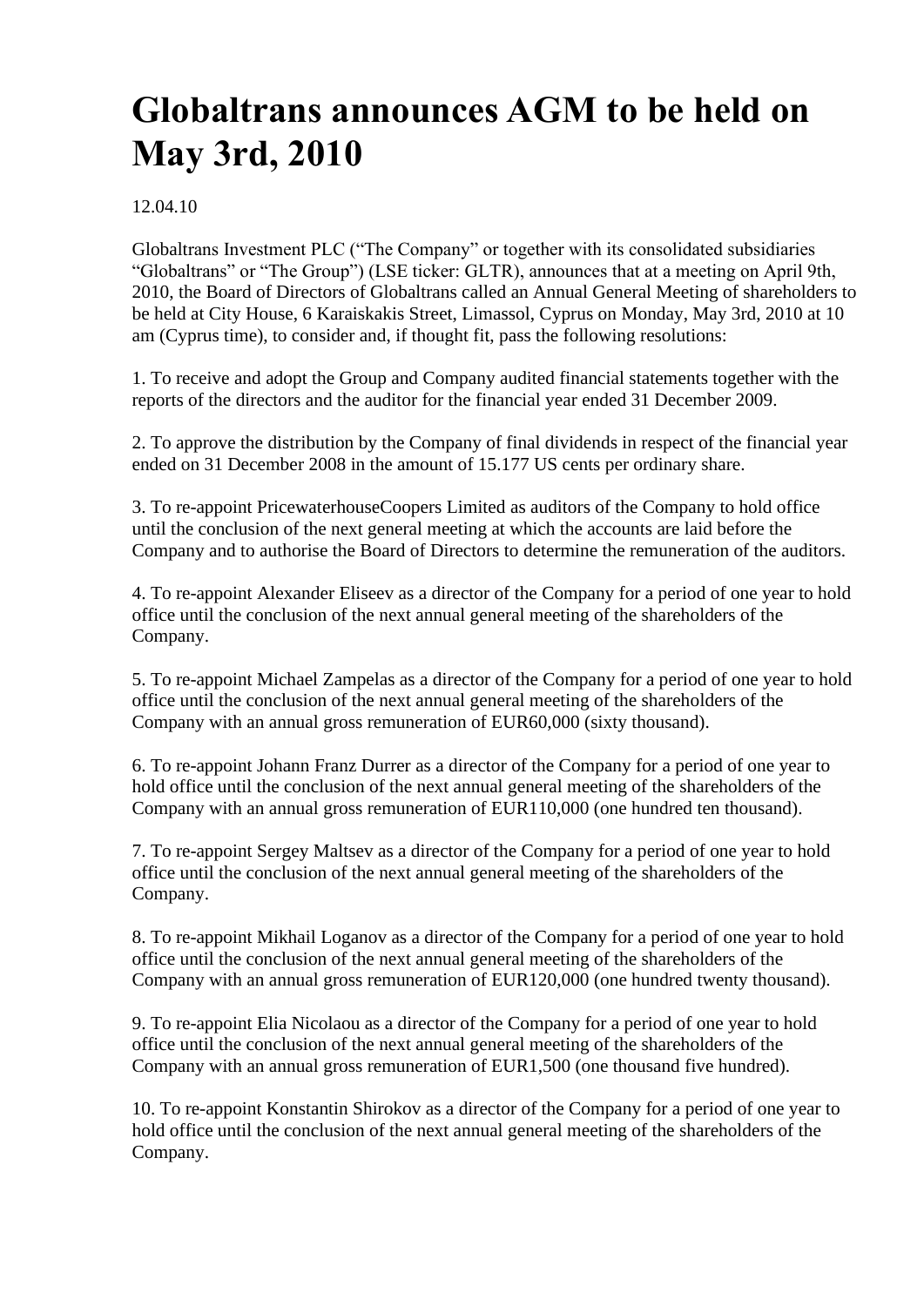# Globaltrans announces AGM to be held on May 3rd, 2010

12.04.10

Globaltrans Investment PLC ("The Company" or together with its consolidated subsidiaries "Globaltrans" or "The Group") (LSE ticker: GLTR), announces that at a meeting on April 9th, 2010, the Board of Directors of Globaltrans called an Annual General Meeting of shareholders to be held at City House, 6 Karaiskakis Street, Limassol, Cyprus on Monday, May 3rd, 2010 at 10 am (Cyprus time), to consider and, if thought fit, pass the following resolutions:

1. To receive and adopt the Group and Company audited financial statements together with the reports of the directors and the auditor for the financial year ended 31 December 2009.

2. To approve the distribution by the Company of final dividends in respect of the financial year ended on 31 December 2008 in the amount of 15.177 US cents per ordinary share.

3. To re-appoint PricewaterhouseCoopers Limited as auditors of the Company to hold office until the conclusion of the next general meeting at which the accounts are laid before the Company and to authorise the Board of Directors to determine the remuneration of the auditors.

4. To re-appoint Alexander Eliseev as a director of the Company for a period of one year to hold office until the conclusion of the next annual general meeting of the shareholders of the Company.

5. To re-appoint Michael Zampelas as a director of the Company for a period of one year to hold office until the conclusion of the next annual general meeting of the shareholders of the Company with an annual gross remuneration of EUR60,000 (sixty thousand).

6. To re-appoint Johann Franz Durrer as a director of the Company for a period of one year to hold office until the conclusion of the next annual general meeting of the shareholders of the Company with an annual gross remuneration of EUR110,000 (one hundred ten thousand).

7. To re-appoint Sergey Maltsev as a director of the Company for a period of one year to hold office until the conclusion of the next annual general meeting of the shareholders of the Company.

8. To re-appoint Mikhail Loganov as a director of the Company for a period of one year to hold office until the conclusion of the next annual general meeting of the shareholders of the Company with an annual gross remuneration of EUR120,000 (one hundred twenty thousand).

9. To re-appoint Elia Nicolaou as a director of the Company for a period of one year to hold office until the conclusion of the next annual general meeting of the shareholders of the Company with an annual gross remuneration of EUR1,500 (one thousand five hundred).

10. To re-appoint Konstantin Shirokov as a director of the Company for a period of one year to hold office until the conclusion of the next annual general meeting of the shareholders of the Company.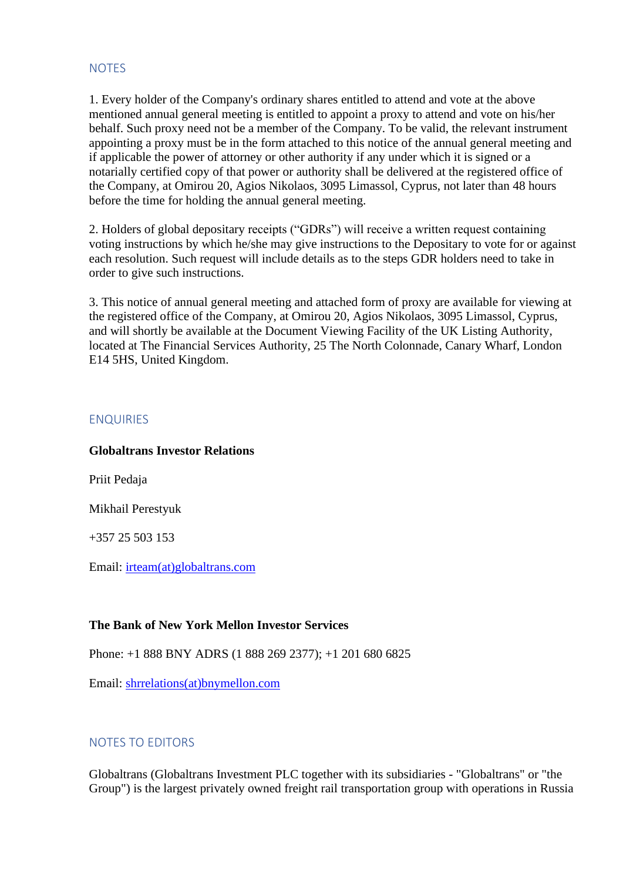## NOTES

1. Every holder of the Company's ordinary shares entitled to attend and vote at the above mentioned annual general meeting is entitled to appoint a proxy to attend and vote on his/her behalf. Such proxy need not be a member of the Company. To be valid, the relevant instrument appointing a proxy must be in the form attached to this notice of the annual general meeting and if applicable the power of attorney or other authority if any under which it is signed or a notarially certified copy of that power or authority shall be delivered at the registered office of the Company, at Omirou 20, Agios Nikolaos, 3095 Limassol, Cyprus, not later than 48 hours before the time for holding the annual general meeting.

2. Holders of global depositary receipts ("GDRs") will receive a written request containing voting instructions by which he/she may give instructions to the Depositary to vote for or against each resolution. Such request will include details as to the steps GDR holders need to take in order to give such instructions.

3. This notice of annual general meeting and attached form of proxy are available for viewing at the registered office of the Company, at Omirou 20, Agios Nikolaos, 3095 Limassol, Cyprus, and will shortly be available at the Document Viewing Facility of the UK Listing Authority, located at The Financial Services Authority, 25 The North Colonnade, Canary Wharf, London E14 5HS, United Kingdom.

## ENQUIRIES

**Globaltrans Investor Relations**

Priit Pedaja

Mikhail Perestyuk

+357 25 503 153

Email: irteam(at)globaltrans.com

**The Bank of New York Mellon Investor Services**

Phone: +1 888 BNY ADRS (1 888 269 2377); +1 201 680 6825

Email: shrrelations(at)bnymellon.com

## NOTES TO EDITORS

Globaltrans (Globaltrans Investment PLC together with its subsidiaries - "Globaltrans" or "the Group") is the largest privately owned freight rail transportation group with operations in Russia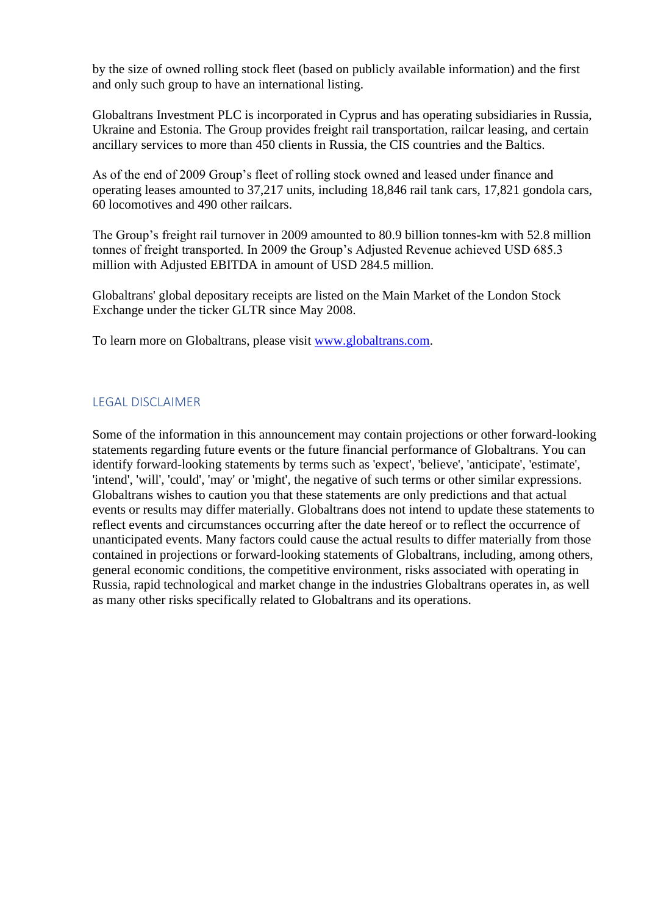by the size of owned rolling stock fleet (based on publicly available information) and the first and only such group to have an international listing.

Globaltrans Investment PLC is incorporated in Cyprus and has operating subsidiaries in Russia, Ukraine and Estonia. The Group provides freight rail transportation, railcar leasing, and certain ancillary services to more than 450 clients in Russia, the CIS countries and the Baltics.

As of the end of 2009 Group's fleet of rolling stock owned and leased under finance and operating leases amounted to 37,217 units, including 18,846 rail tank cars, 17,821 gondola cars, 60 locomotives and 490 other railcars.

The Group's freight rail turnover in 2009 amounted to 80.9 billion tonnes-km with 52.8 million tonnes of freight transported. In 2009 the Group's Adjusted Revenue achieved USD 685.3 million with Adjusted EBITDA in amount of USD 284.5 million.

Globaltrans' global depositary receipts are listed on the Main Market of the London Stock Exchange under the ticker GLTR since May 2008.

To learn more on Globaltrans, please visit [www.globaltrans.com](http://www.globaltrans.com).

## LEGAL DISCLAIMER

Some of the information in this announcement may contain projections or other forward-looking statements regarding future events or the future financial performance of Globaltrans. You can identify forward-looking statements by terms such as 'expect', 'believe', 'anticipate', 'estimate', 'intend', 'will', 'could', 'may' or 'might', the negative of such terms or other similar expressions. Globaltrans wishes to caution you that these statements are only predictions and that actual events or results may differ materially. Globaltrans does not intend to update these statements to reflect events and circumstances occurring after the date hereof or to reflect the occurrence of unanticipated events. Many factors could cause the actual results to differ materially from those contained in projections or forward-looking statements of Globaltrans, including, among others, general economic conditions, the competitive environment, risks associated with operating in Russia, rapid technological and market change in the industries Globaltrans operates in, as well as many other risks specifically related to Globaltrans and its operations.